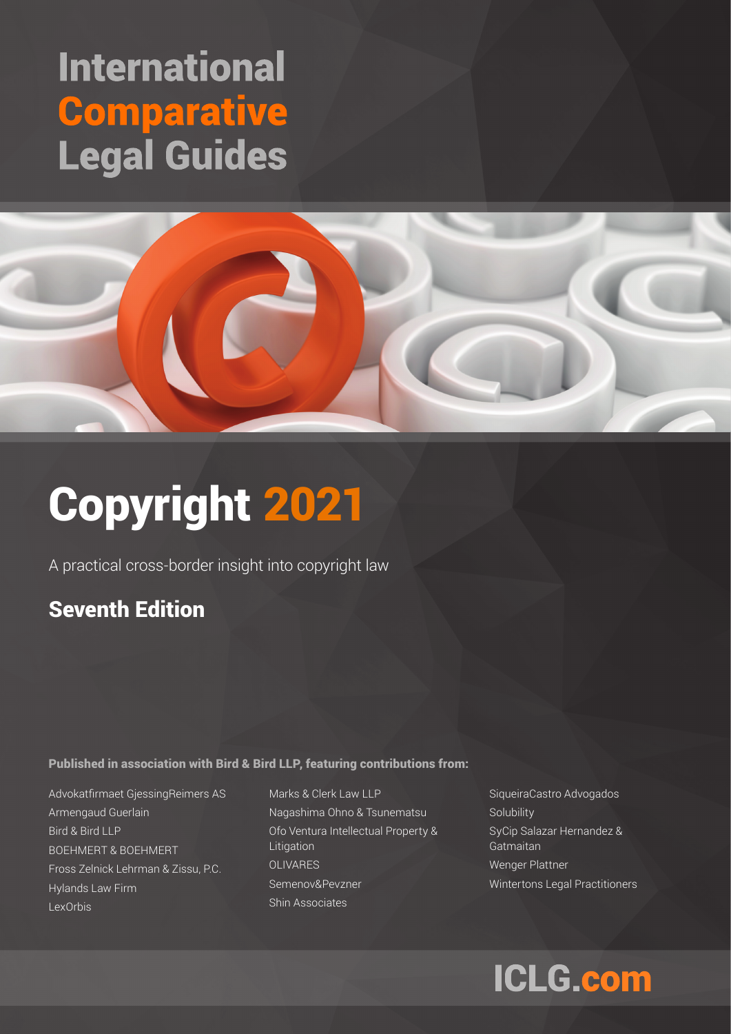# International Comparative Legal Guides

# Copyright 2021

A practical cross-border insight into copyright law

## Seventh Edition

**Published in association with Bird & Bird LLP, featuring contributions from:**

Advokatfirmaet GjessingReimers AS
Armengaud Guerlain
Bird & Bird LLP
BOEHMERT & BOEHMERT
Fross Zelnick Lehrman & Zissu, P.C.
Hylands Law Firm
LexOrbis
Marks & Clerk Law LLP
Nagashima Ohno & Tsunematsu
Ofo Ventura Intellectual Property & Litigation
OLIVARES
Semenov&Pevzner
Shin Associates
SiqueiraCastro Advogados
Solubility
SyCip Salazar Hernandez & Gatmaitan
Wenger Plattner
Wintertons Legal Practitioners

ICLG.com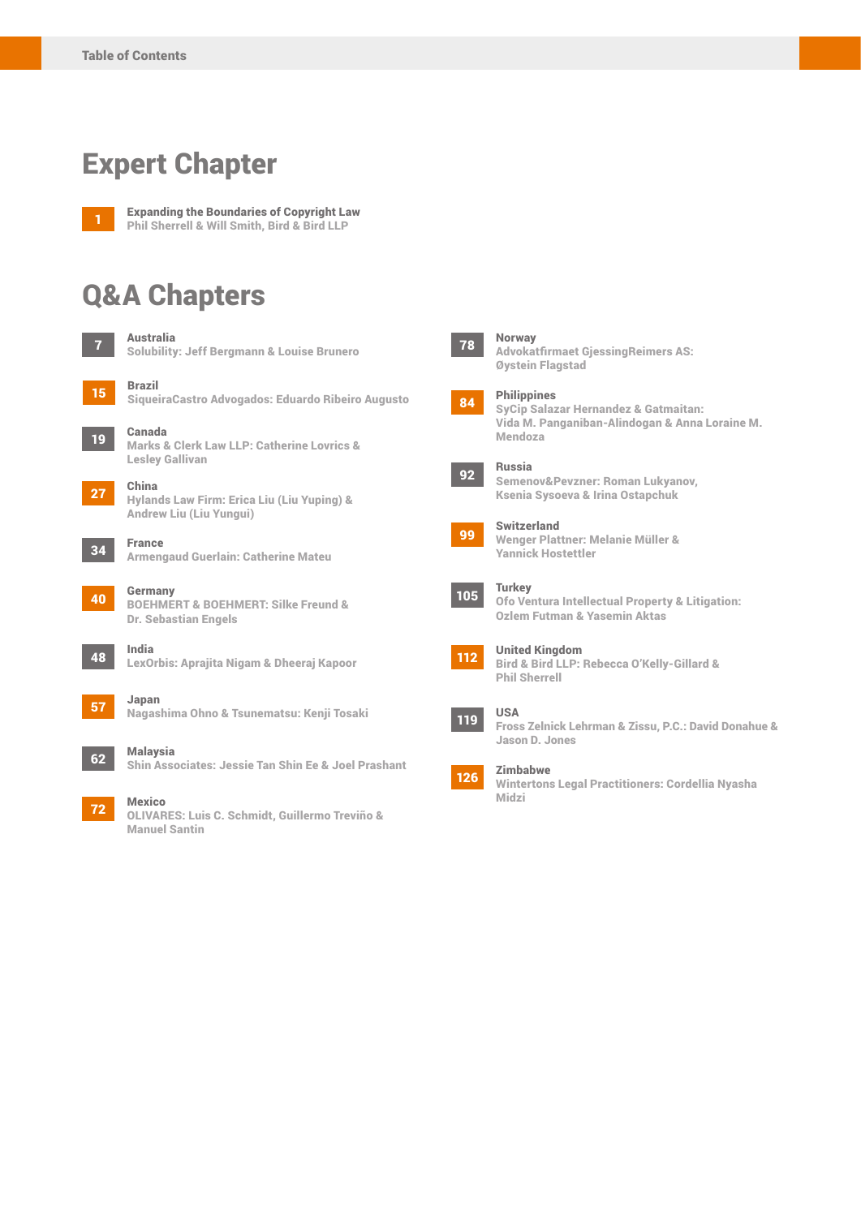# Table of Contents

## Expert Chapter

**1** **Expanding the Boundaries of Copyright Law**
Phil Sherrell & Will Smith, Bird & Bird LLP

## Q&A Chapters

**7** **Australia**
Solubility: Jeff Bergmann & Louise Brunero

**15** **Brazil**
SiqueiraCastro Advogados: Eduardo Ribeiro Augusto

**19** **Canada**
Marks & Clerk Law LLP: Catherine Lovrics & Lesley Gallivan

**27** **China**
Hylands Law Firm: Erica Liu (Liu Yuping) & Andrew Liu (Liu Yungui)

**34** **France**
Armengaud Guerlain: Catherine Mateu

**40** **Germany**
BOEHMERT & BOEHMERT: Silke Freund & Dr. Sebastian Engels

**48** **India**
LexOrbis: Aprajita Nigam & Dheeraj Kapoor

**57** **Japan**
Nagashima Ohno & Tsunematsu: Kenji Tosaki

**62** **Malaysia**
Shin Associates: Jessie Tan Shin Ee & Joel Prashant

**72** **Mexico**
OLIVARES: Luis C. Schmidt, Guillermo Treviño & Manuel Santin

**78** **Norway**
Advokatfirmaet GjessingReimers AS: Øystein Flagstad

**84** **Philippines**
SyCip Salazar Hernandez & Gatmaitan: Vida M. Panganiban-Alindogan & Anna Loraine M. Mendoza

**92** **Russia**
Semenov&Pevzner: Roman Lukyanov, Ksenia Sysoeva & Irina Ostapchuk

**99** **Switzerland**
Wenger Plattner: Melanie Müller & Yannick Hostettler

**105** **Turkey**
Ofo Ventura Intellectual Property & Litigation: Ozlem Futman & Yasemin Aktas

**112** **United Kingdom**
Bird & Bird LLP: Rebecca O'Kelly-Gillard & Phil Sherrell

**119** **USA**
Fross Zelnick Lehrman & Zissu, P.C.: David Donahue & Jason D. Jones

**126** **Zimbabwe**
Wintertons Legal Practitioners: Cordellia Nyasha Midzi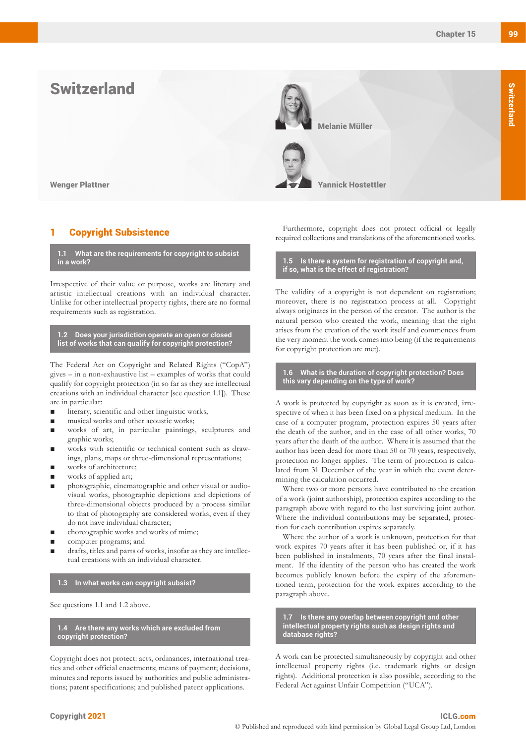# Switzerland

Melanie Müller

Yannick Hostettler

Wenger Plattner

## 1 Copyright Subsistence

### 1.1 What are the requirements for copyright to subsist in a work?

Irrespective of their value or purpose, works are literary and artistic intellectual creations with an individual character. Unlike for other intellectual property rights, there are no formal requirements such as registration.

### 1.2 Does your jurisdiction operate an open or closed list of works that can qualify for copyright protection?

The Federal Act on Copyright and Related Rights ("CopA") gives – in a non-exhaustive list – examples of works that could qualify for copyright protection (in so far as they are intellectual creations with an individual character [see question 1.1]). These are in particular:

- literary, scientific and other linguistic works;
- musical works and other acoustic works;
- works of art, in particular paintings, sculptures and graphic works;
- works with scientific or technical content such as drawings, plans, maps or three-dimensional representations;
- works of architecture;
- works of applied art;
- photographic, cinematographic and other visual or audio-visual works, photographic depictions and depictions of three-dimensional objects produced by a process similar to that of photography are considered works, even if they do not have individual character;
- choreographic works and works of mime;
- computer programs; and
- drafts, titles and parts of works, insofar as they are intellectual creations with an individual character.

### 1.3 In what works can copyright subsist?

See questions 1.1 and 1.2 above.

### 1.4 Are there any works which are excluded from copyright protection?

Copyright does not protect: acts, ordinances, international treaties and other official enactments; means of payment; decisions, minutes and reports issued by authorities and public administrations; patent specifications; and published patent applications.

Furthermore, copyright does not protect official or legally required collections and translations of the aforementioned works.

### 1.5 Is there a system for registration of copyright and, if so, what is the effect of registration?

The validity of a copyright is not dependent on registration; moreover, there is no registration process at all. Copyright always originates in the person of the creator. The author is the natural person who created the work, meaning that the right arises from the creation of the work itself and commences from the very moment the work comes into being (if the requirements for copyright protection are met).

### 1.6 What is the duration of copyright protection? Does this vary depending on the type of work?

A work is protected by copyright as soon as it is created, irrespective of when it has been fixed on a physical medium. In the case of a computer program, protection expires 50 years after the death of the author, and in the case of all other works, 70 years after the death of the author. Where it is assumed that the author has been dead for more than 50 or 70 years, respectively, protection no longer applies. The term of protection is calculated from 31 December of the year in which the event determining the calculation occurred.

Where two or more persons have contributed to the creation of a work (joint authorship), protection expires according to the paragraph above with regard to the last surviving joint author. Where the individual contributions may be separated, protection for each contribution expires separately.

Where the author of a work is unknown, protection for that work expires 70 years after it has been published or, if it has been published in instalments, 70 years after the final instalment. If the identity of the person who has created the work becomes publicly known before the expiry of the aforementioned term, protection for the work expires according to the paragraph above.

### 1.7 Is there any overlap between copyright and other intellectual property rights such as design rights and database rights?

A work can be protected simultaneously by copyright and other intellectual property rights (i.e. trademark rights or design rights). Additional protection is also possible, according to the Federal Act against Unfair Competition ("UCA").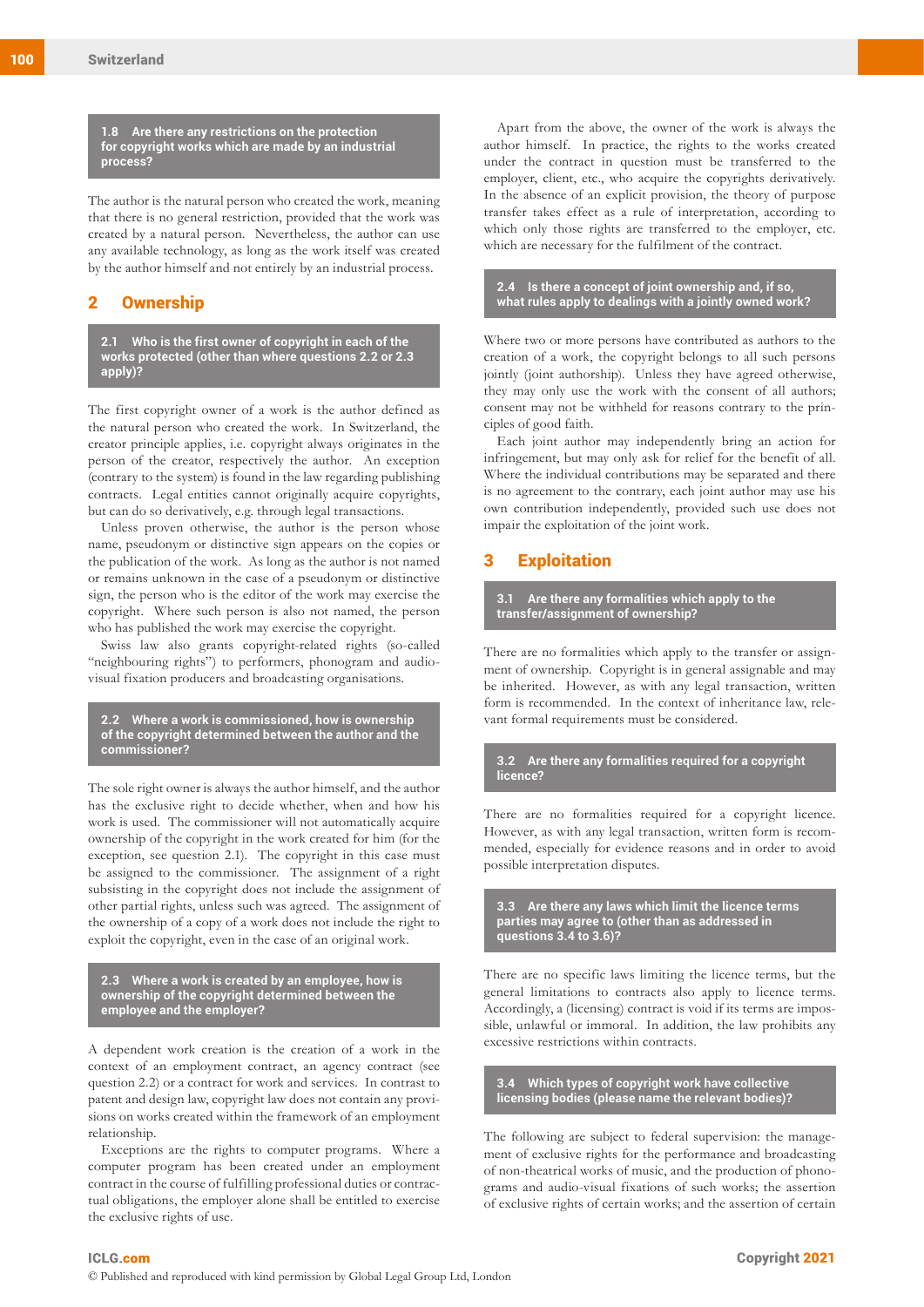### 1.8 Are there any restrictions on the protection for copyright works which are made by an industrial process?

The author is the natural person who created the work, meaning that there is no general restriction, provided that the work was created by a natural person. Nevertheless, the author can use any available technology, as long as the work itself was created by the author himself and not entirely by an industrial process.

## 2 Ownership

### 2.1 Who is the first owner of copyright in each of the works protected (other than where questions 2.2 or 2.3 apply)?

The first copyright owner of a work is the author defined as the natural person who created the work. In Switzerland, the creator principle applies, i.e. copyright always originates in the person of the creator, respectively the author. An exception (contrary to the system) is found in the law regarding publishing contracts. Legal entities cannot originally acquire copyrights, but can do so derivatively, e.g. through legal transactions.

Unless proven otherwise, the author is the person whose name, pseudonym or distinctive sign appears on the copies or the publication of the work. As long as the author is not named or remains unknown in the case of a pseudonym or distinctive sign, the person who is the editor of the work may exercise the copyright. Where such person is also not named, the person who has published the work may exercise the copyright.

Swiss law also grants copyright-related rights (so-called "neighbouring rights") to performers, phonogram and audio-visual fixation producers and broadcasting organisations.

### 2.2 Where a work is commissioned, how is ownership of the copyright determined between the author and the commissioner?

The sole right owner is always the author himself, and the author has the exclusive right to decide whether, when and how his work is used. The commissioner will not automatically acquire ownership of the copyright in the work created for him (for the exception, see question 2.1). The copyright in this case must be assigned to the commissioner. The assignment of a right subsisting in the copyright does not include the assignment of other partial rights, unless such was agreed. The assignment of the ownership of a copy of a work does not include the right to exploit the copyright, even in the case of an original work.

### 2.3 Where a work is created by an employee, how is ownership of the copyright determined between the employee and the employer?

A dependent work creation is the creation of a work in the context of an employment contract, an agency contract (see question 2.2) or a contract for work and services. In contrast to patent and design law, copyright law does not contain any provisions on works created within the framework of an employment relationship.

Exceptions are the rights to computer programs. Where a computer program has been created under an employment contract in the course of fulfilling professional duties or contractual obligations, the employer alone shall be entitled to exercise the exclusive rights of use.

Apart from the above, the owner of the work is always the author himself. In practice, the rights to the works created under the contract in question must be transferred to the employer, client, etc., who acquire the copyrights derivatively. In the absence of an explicit provision, the theory of purpose transfer takes effect as a rule of interpretation, according to which only those rights are transferred to the employer, etc. which are necessary for the fulfilment of the contract.

### 2.4 Is there a concept of joint ownership and, if so, what rules apply to dealings with a jointly owned work?

Where two or more persons have contributed as authors to the creation of a work, the copyright belongs to all such persons jointly (joint authorship). Unless they have agreed otherwise, they may only use the work with the consent of all authors; consent may not be withheld for reasons contrary to the principles of good faith.

Each joint author may independently bring an action for infringement, but may only ask for relief for the benefit of all. Where the individual contributions may be separated and there is no agreement to the contrary, each joint author may use his own contribution independently, provided such use does not impair the exploitation of the joint work.

## 3 Exploitation

### 3.1 Are there any formalities which apply to the transfer/assignment of ownership?

There are no formalities which apply to the transfer or assignment of ownership. Copyright is in general assignable and may be inherited. However, as with any legal transaction, written form is recommended. In the context of inheritance law, relevant formal requirements must be considered.

### 3.2 Are there any formalities required for a copyright licence?

There are no formalities required for a copyright licence. However, as with any legal transaction, written form is recommended, especially for evidence reasons and in order to avoid possible interpretation disputes.

### 3.3 Are there any laws which limit the licence terms parties may agree to (other than as addressed in questions 3.4 to 3.6)?

There are no specific laws limiting the licence terms, but the general limitations to contracts also apply to licence terms. Accordingly, a (licensing) contract is void if its terms are impossible, unlawful or immoral. In addition, the law prohibits any excessive restrictions within contracts.

### 3.4 Which types of copyright work have collective licensing bodies (please name the relevant bodies)?

The following are subject to federal supervision: the management of exclusive rights for the performance and broadcasting of non-theatrical works of music, and the production of phonograms and audio-visual fixations of such works; the assertion of exclusive rights of certain works; and the assertion of certain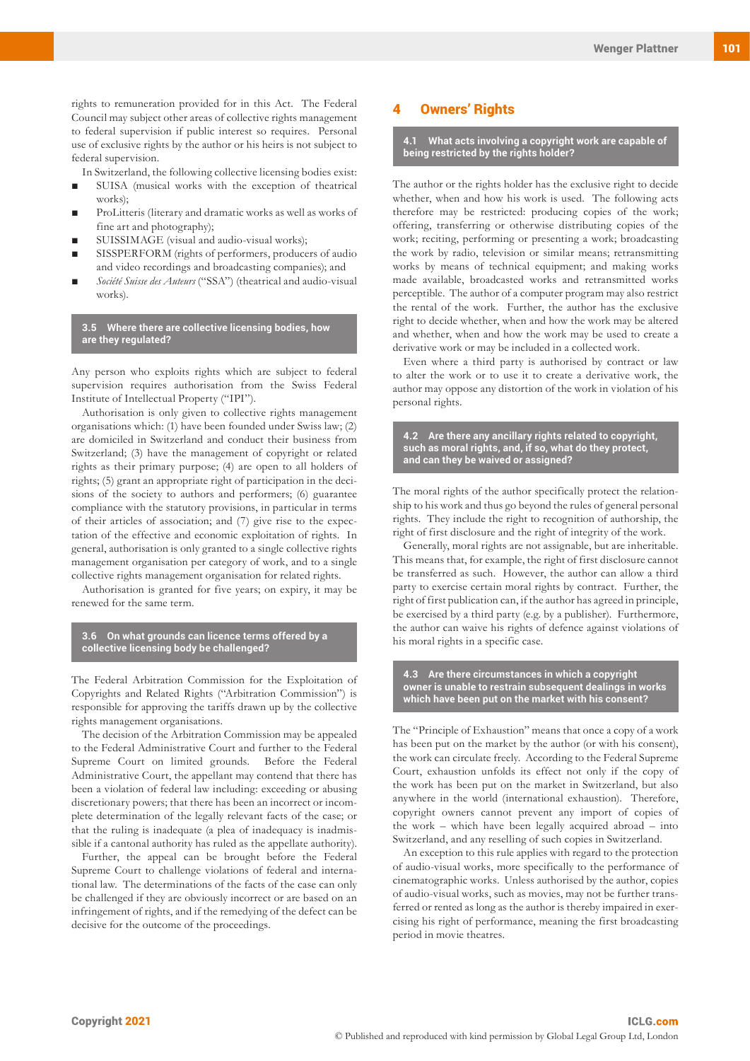rights to remuneration provided for in this Act. The Federal Council may subject other areas of collective rights management to federal supervision if public interest so requires. Personal use of exclusive rights by the author or his heirs is not subject to federal supervision.

In Switzerland, the following collective licensing bodies exist:

- SUISA (musical works with the exception of theatrical works);
- ProLitteris (literary and dramatic works as well as works of fine art and photography);
- SUISSIMAGE (visual and audio-visual works);
- SISSPERFORM (rights of performers, producers of audio and video recordings and broadcasting companies); and
- *Société Suisse des Auteurs* ("SSA") (theatrical and audio-visual works).

### 3.5 Where there are collective licensing bodies, how are they regulated?

Any person who exploits rights which are subject to federal supervision requires authorisation from the Swiss Federal Institute of Intellectual Property ("IPI").

Authorisation is only given to collective rights management organisations which: (1) have been founded under Swiss law; (2) are domiciled in Switzerland and conduct their business from Switzerland; (3) have the management of copyright or related rights as their primary purpose; (4) are open to all holders of rights; (5) grant an appropriate right of participation in the decisions of the society to authors and performers; (6) guarantee compliance with the statutory provisions, in particular in terms of their articles of association; and (7) give rise to the expectation of the effective and economic exploitation of rights. In general, authorisation is only granted to a single collective rights management organisation per category of work, and to a single collective rights management organisation for related rights.

Authorisation is granted for five years; on expiry, it may be renewed for the same term.

### 3.6 On what grounds can licence terms offered by a collective licensing body be challenged?

The Federal Arbitration Commission for the Exploitation of Copyrights and Related Rights ("Arbitration Commission") is responsible for approving the tariffs drawn up by the collective rights management organisations.

The decision of the Arbitration Commission may be appealed to the Federal Administrative Court and further to the Federal Supreme Court on limited grounds. Before the Federal Administrative Court, the appellant may contend that there has been a violation of federal law including: exceeding or abusing discretionary powers; that there has been an incorrect or incomplete determination of the legally relevant facts of the case; or that the ruling is inadequate (a plea of inadequacy is inadmissible if a cantonal authority has ruled as the appellate authority).

Further, the appeal can be brought before the Federal Supreme Court to challenge violations of federal and international law. The determinations of the facts of the case can only be challenged if they are obviously incorrect or are based on an infringement of rights, and if the remedying of the defect can be decisive for the outcome of the proceedings.

## 4 Owners' Rights

### 4.1 What acts involving a copyright work are capable of being restricted by the rights holder?

The author or the rights holder has the exclusive right to decide whether, when and how his work is used. The following acts therefore may be restricted: producing copies of the work; offering, transferring or otherwise distributing copies of the work; reciting, performing or presenting a work; broadcasting the work by radio, television or similar means; retransmitting works by means of technical equipment; and making works made available, broadcasted works and retransmitted works perceptible. The author of a computer program may also restrict the rental of the work. Further, the author has the exclusive right to decide whether, when and how the work may be altered and whether, when and how the work may be used to create a derivative work or may be included in a collected work.

Even where a third party is authorised by contract or law to alter the work or to use it to create a derivative work, the author may oppose any distortion of the work in violation of his personal rights.

### 4.2 Are there any ancillary rights related to copyright, such as moral rights, and, if so, what do they protect, and can they be waived or assigned?

The moral rights of the author specifically protect the relationship to his work and thus go beyond the rules of general personal rights. They include the right to recognition of authorship, the right of first disclosure and the right of integrity of the work.

Generally, moral rights are not assignable, but are inheritable. This means that, for example, the right of first disclosure cannot be transferred as such. However, the author can allow a third party to exercise certain moral rights by contract. Further, the right of first publication can, if the author has agreed in principle, be exercised by a third party (e.g. by a publisher). Furthermore, the author can waive his rights of defence against violations of his moral rights in a specific case.

### 4.3 Are there circumstances in which a copyright owner is unable to restrain subsequent dealings in works which have been put on the market with his consent?

The "Principle of Exhaustion" means that once a copy of a work has been put on the market by the author (or with his consent), the work can circulate freely. According to the Federal Supreme Court, exhaustion unfolds its effect not only if the copy of the work has been put on the market in Switzerland, but also anywhere in the world (international exhaustion). Therefore, copyright owners cannot prevent any import of copies of the work – which have been legally acquired abroad – into Switzerland, and any reselling of such copies in Switzerland.

An exception to this rule applies with regard to the protection of audio-visual works, more specifically to the performance of cinematographic works. Unless authorised by the author, copies of audio-visual works, such as movies, may not be further transferred or rented as long as the author is thereby impaired in exercising his right of performance, meaning the first broadcasting period in movie theatres.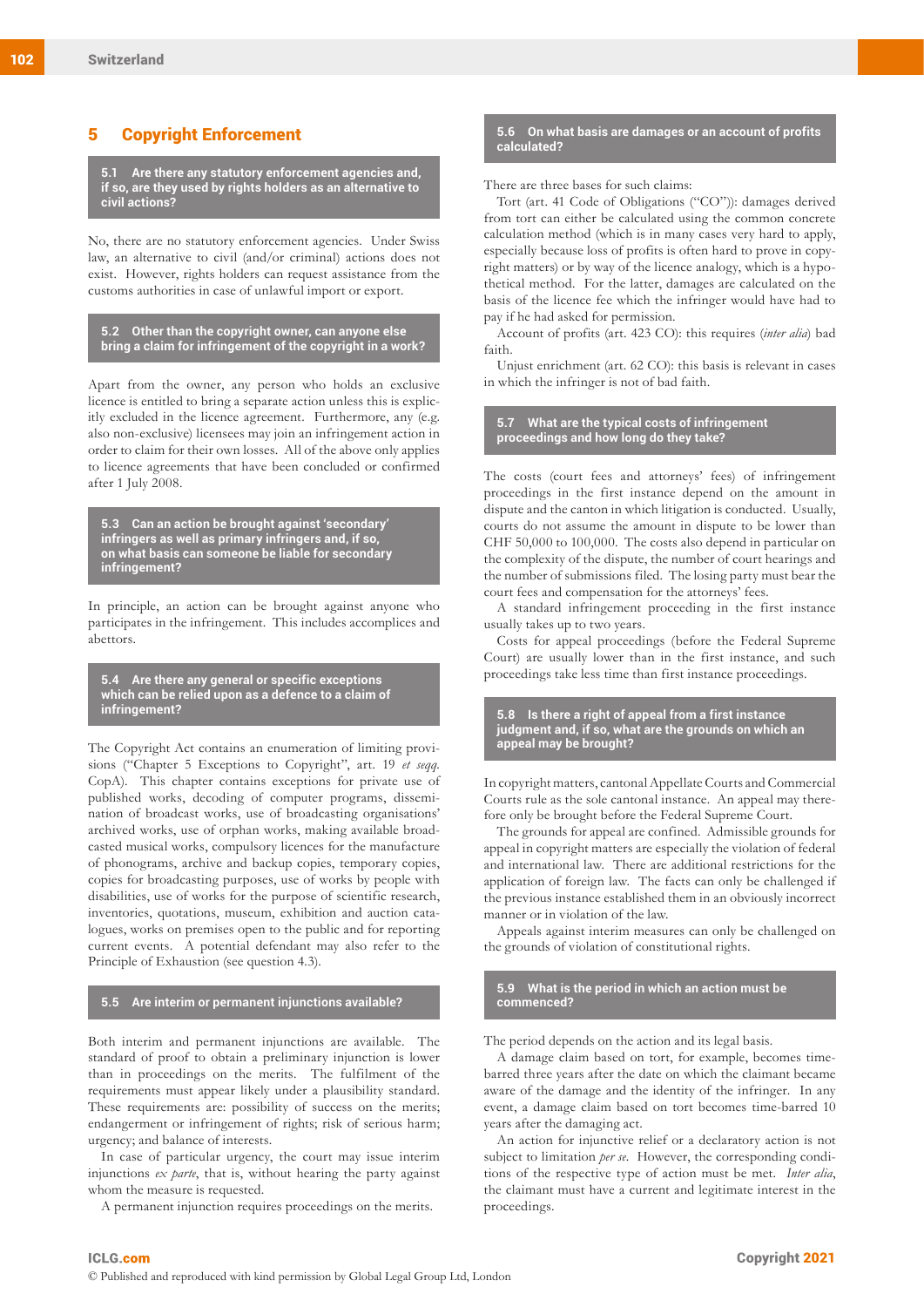## 5 Copyright Enforcement

### 5.1 Are there any statutory enforcement agencies and, if so, are they used by rights holders as an alternative to civil actions?

No, there are no statutory enforcement agencies. Under Swiss law, an alternative to civil (and/or criminal) actions does not exist. However, rights holders can request assistance from the customs authorities in case of unlawful import or export.

### 5.2 Other than the copyright owner, can anyone else bring a claim for infringement of the copyright in a work?

Apart from the owner, any person who holds an exclusive licence is entitled to bring a separate action unless this is explicitly excluded in the licence agreement. Furthermore, any (e.g. also non-exclusive) licensees may join an infringement action in order to claim for their own losses. All of the above only applies to licence agreements that have been concluded or confirmed after 1 July 2008.

### 5.3 Can an action be brought against 'secondary' infringers as well as primary infringers and, if so, on what basis can someone be liable for secondary infringement?

In principle, an action can be brought against anyone who participates in the infringement. This includes accomplices and abettors.

### 5.4 Are there any general or specific exceptions which can be relied upon as a defence to a claim of infringement?

The Copyright Act contains an enumeration of limiting provisions ("Chapter 5 Exceptions to Copyright", art. 19 *et seqq.* CopA). This chapter contains exceptions for private use of published works, decoding of computer programs, dissemination of broadcast works, use of broadcasting organisations' archived works, use of orphan works, making available broadcasted musical works, compulsory licences for the manufacture of phonograms, archive and backup copies, temporary copies, copies for broadcasting purposes, use of works by people with disabilities, use of works for the purpose of scientific research, inventories, quotations, museum, exhibition and auction catalogues, works on premises open to the public and for reporting current events. A potential defendant may also refer to the Principle of Exhaustion (see question 4.3).

### 5.5 Are interim or permanent injunctions available?

Both interim and permanent injunctions are available. The standard of proof to obtain a preliminary injunction is lower than in proceedings on the merits. The fulfilment of the requirements must appear likely under a plausibility standard. These requirements are: possibility of success on the merits; endangerment or infringement of rights; risk of serious harm; urgency; and balance of interests.

In case of particular urgency, the court may issue interim injunctions *ex parte*, that is, without hearing the party against whom the measure is requested.

A permanent injunction requires proceedings on the merits.

### 5.6 On what basis are damages or an account of profits calculated?

There are three bases for such claims:

Tort (art. 41 Code of Obligations ("CO")): damages derived from tort can either be calculated using the common concrete calculation method (which is in many cases very hard to apply, especially because loss of profits is often hard to prove in copyright matters) or by way of the licence analogy, which is a hypothetical method. For the latter, damages are calculated on the basis of the licence fee which the infringer would have had to pay if he had asked for permission.

Account of profits (art. 423 CO): this requires (*inter alia*) bad faith.

Unjust enrichment (art. 62 CO): this basis is relevant in cases in which the infringer is not of bad faith.

### 5.7 What are the typical costs of infringement proceedings and how long do they take?

The costs (court fees and attorneys' fees) of infringement proceedings in the first instance depend on the amount in dispute and the canton in which litigation is conducted. Usually, courts do not assume the amount in dispute to be lower than CHF 50,000 to 100,000. The costs also depend in particular on the complexity of the dispute, the number of court hearings and the number of submissions filed. The losing party must bear the court fees and compensation for the attorneys' fees.

A standard infringement proceeding in the first instance usually takes up to two years.

Costs for appeal proceedings (before the Federal Supreme Court) are usually lower than in the first instance, and such proceedings take less time than first instance proceedings.

### 5.8 Is there a right of appeal from a first instance judgment and, if so, what are the grounds on which an appeal may be brought?

In copyright matters, cantonal Appellate Courts and Commercial Courts rule as the sole cantonal instance. An appeal may therefore only be brought before the Federal Supreme Court.

The grounds for appeal are confined. Admissible grounds for appeal in copyright matters are especially the violation of federal and international law. There are additional restrictions for the application of foreign law. The facts can only be challenged if the previous instance established them in an obviously incorrect manner or in violation of the law.

Appeals against interim measures can only be challenged on the grounds of violation of constitutional rights.

### 5.9 What is the period in which an action must be commenced?

The period depends on the action and its legal basis.

A damage claim based on tort, for example, becomes time-barred three years after the date on which the claimant became aware of the damage and the identity of the infringer. In any event, a damage claim based on tort becomes time-barred 10 years after the damaging act.

An action for injunctive relief or a declaratory action is not subject to limitation *per se*. However, the corresponding conditions of the respective type of action must be met. *Inter alia*, the claimant must have a current and legitimate interest in the proceedings.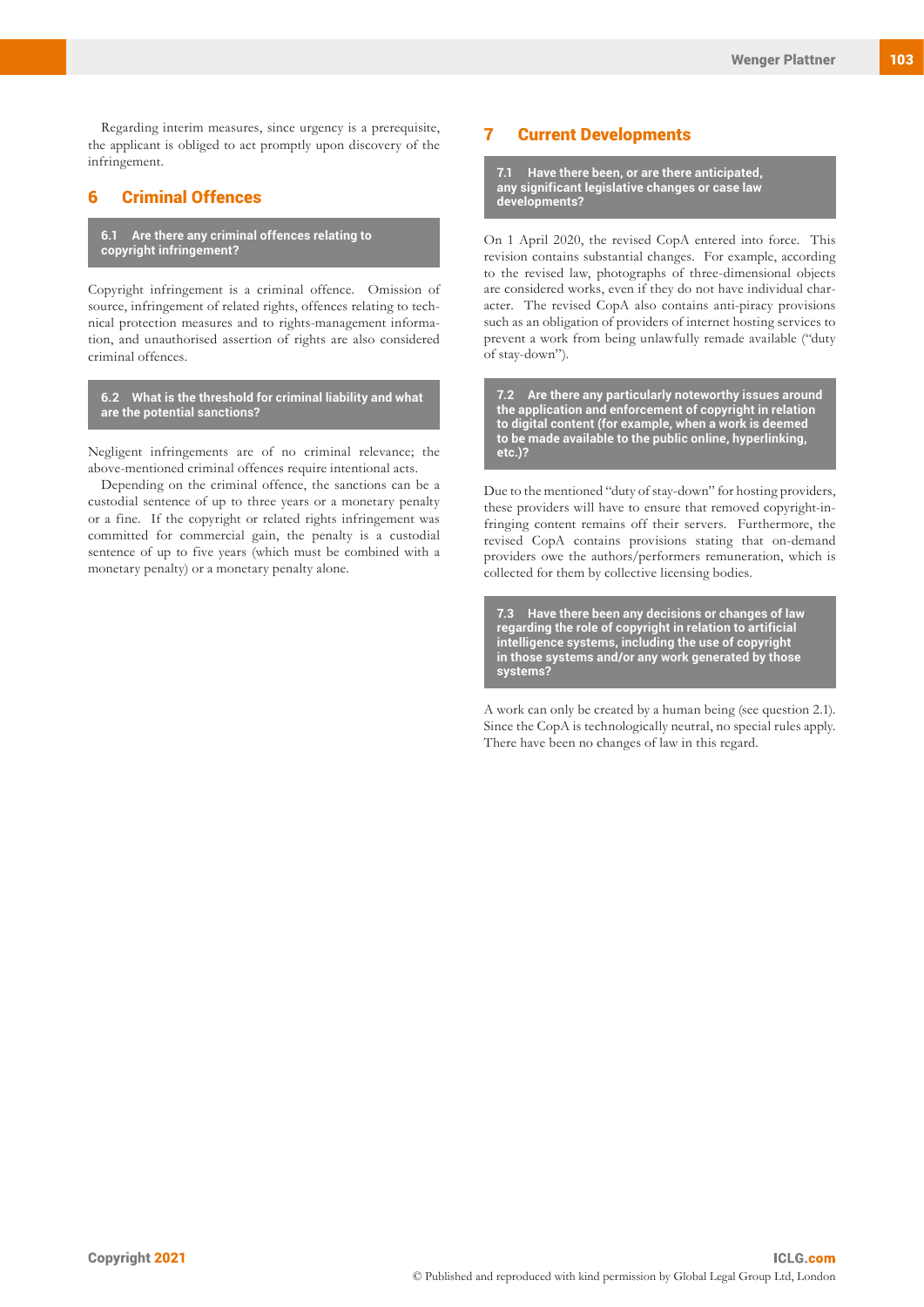Regarding interim measures, since urgency is a prerequisite, the applicant is obliged to act promptly upon discovery of the infringement.

## 6 Criminal Offences

### 6.1 Are there any criminal offences relating to copyright infringement?

Copyright infringement is a criminal offence. Omission of source, infringement of related rights, offences relating to technical protection measures and to rights-management information, and unauthorised assertion of rights are also considered criminal offences.

### 6.2 What is the threshold for criminal liability and what are the potential sanctions?

Negligent infringements are of no criminal relevance; the above-mentioned criminal offences require intentional acts.

Depending on the criminal offence, the sanctions can be a custodial sentence of up to three years or a monetary penalty or a fine. If the copyright or related rights infringement was committed for commercial gain, the penalty is a custodial sentence of up to five years (which must be combined with a monetary penalty) or a monetary penalty alone.

## 7 Current Developments

### 7.1 Have there been, or are there anticipated, any significant legislative changes or case law developments?

On 1 April 2020, the revised CopA entered into force. This revision contains substantial changes. For example, according to the revised law, photographs of three-dimensional objects are considered works, even if they do not have individual character. The revised CopA also contains anti-piracy provisions such as an obligation of providers of internet hosting services to prevent a work from being unlawfully remade available ("duty of stay-down").

### 7.2 Are there any particularly noteworthy issues around the application and enforcement of copyright in relation to digital content (for example, when a work is deemed to be made available to the public online, hyperlinking, etc.)?

Due to the mentioned "duty of stay-down" for hosting providers, these providers will have to ensure that removed copyright-infringing content remains off their servers. Furthermore, the revised CopA contains provisions stating that on-demand providers owe the authors/performers remuneration, which is collected for them by collective licensing bodies.

### 7.3 Have there been any decisions or changes of law regarding the role of copyright in relation to artificial intelligence systems, including the use of copyright in those systems and/or any work generated by those systems?

A work can only be created by a human being (see question 2.1). Since the CopA is technologically neutral, no special rules apply. There have been no changes of law in this regard.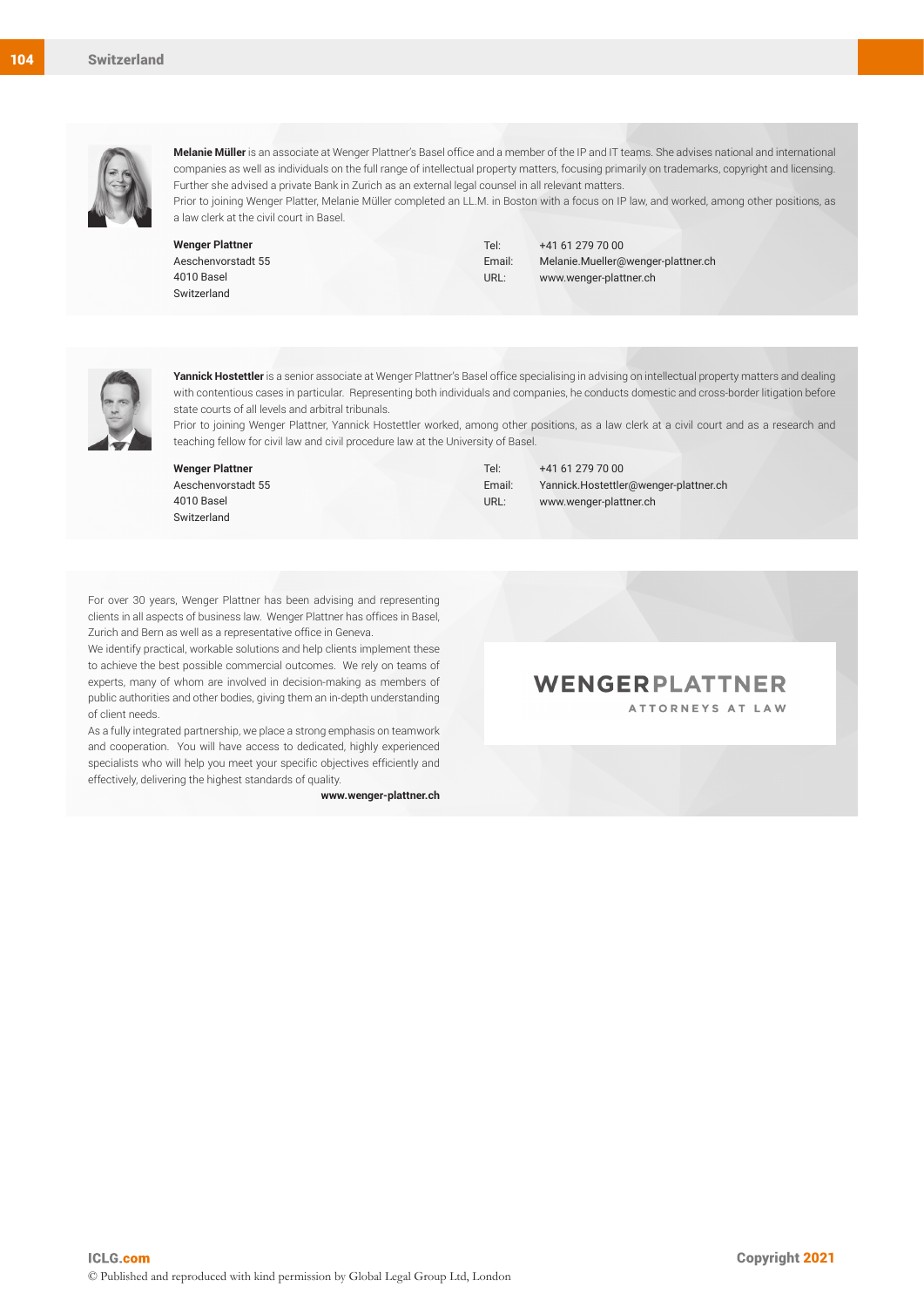**Melanie Müller** is an associate at Wenger Plattner's Basel office and a member of the IP and IT teams. She advises national and international companies as well as individuals on the full range of intellectual property matters, focusing primarily on trademarks, copyright and licensing. Further she advised a private Bank in Zurich as an external legal counsel in all relevant matters.

Prior to joining Wenger Platter, Melanie Müller completed an LL.M. in Boston with a focus on IP law, and worked, among other positions, as a law clerk at the civil court in Basel.

**Wenger Plattner**
Aeschenvorstadt 55
4010 Basel
Switzerland

Tel: +41 61 279 70 00
Email: Melanie.Mueller@wenger-plattner.ch
URL: www.wenger-plattner.ch

**Yannick Hostettler** is a senior associate at Wenger Plattner's Basel office specialising in advising on intellectual property matters and dealing with contentious cases in particular. Representing both individuals and companies, he conducts domestic and cross-border litigation before state courts of all levels and arbitral tribunals.

Prior to joining Wenger Plattner, Yannick Hostettler worked, among other positions, as a law clerk at a civil court and as a research and teaching fellow for civil law and civil procedure law at the University of Basel.

**Wenger Plattner**
Aeschenvorstadt 55
4010 Basel
Switzerland

Tel: +41 61 279 70 00
Email: Yannick.Hostettler@wenger-plattner.ch
URL: www.wenger-plattner.ch

For over 30 years, Wenger Plattner has been advising and representing clients in all aspects of business law. Wenger Plattner has offices in Basel, Zurich and Bern as well as a representative office in Geneva.

We identify practical, workable solutions and help clients implement these to achieve the best possible commercial outcomes. We rely on teams of experts, many of whom are involved in decision-making as members of public authorities and other bodies, giving them an in-depth understanding of client needs.

As a fully integrated partnership, we place a strong emphasis on teamwork and cooperation. You will have access to dedicated, highly experienced specialists who will help you meet your specific objectives efficiently and effectively, delivering the highest standards of quality.

**www.wenger-plattner.ch**

WENGERPLATTNER
ATTORNEYS AT LAW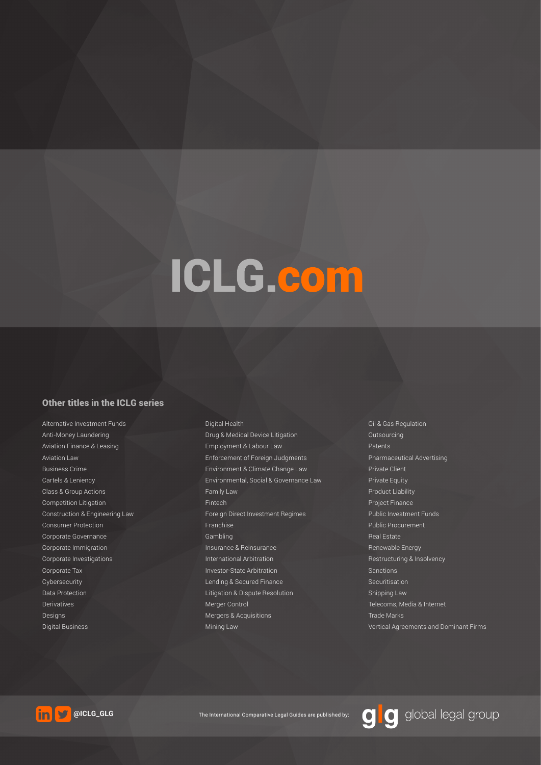# ICLG.com

## Other titles in the ICLG series

Alternative Investment Funds
Anti-Money Laundering
Aviation Finance & Leasing
Aviation Law
Business Crime
Cartels & Leniency
Class & Group Actions
Competition Litigation
Construction & Engineering Law
Consumer Protection
Corporate Governance
Corporate Immigration
Corporate Investigations
Corporate Tax
Cybersecurity
Data Protection
Derivatives
Designs
Digital Business
Digital Health
Drug & Medical Device Litigation
Employment & Labour Law
Enforcement of Foreign Judgments
Environment & Climate Change Law
Environmental, Social & Governance Law
Family Law
Fintech
Foreign Direct Investment Regimes
Franchise
Gambling
Insurance & Reinsurance
International Arbitration
Investor-State Arbitration
Lending & Secured Finance
Litigation & Dispute Resolution
Merger Control
Mergers & Acquisitions
Mining Law
Oil & Gas Regulation
Outsourcing
Patents
Pharmaceutical Advertising
Private Client
Private Equity
Product Liability
Project Finance
Public Investment Funds
Public Procurement
Real Estate
Renewable Energy
Restructuring & Insolvency
Sanctions
Securitisation
Shipping Law
Telecoms, Media & Internet
Trade Marks
Vertical Agreements and Dominant Firms

@ICLG_GLG

The International Comparative Legal Guides are published by: glg global legal group